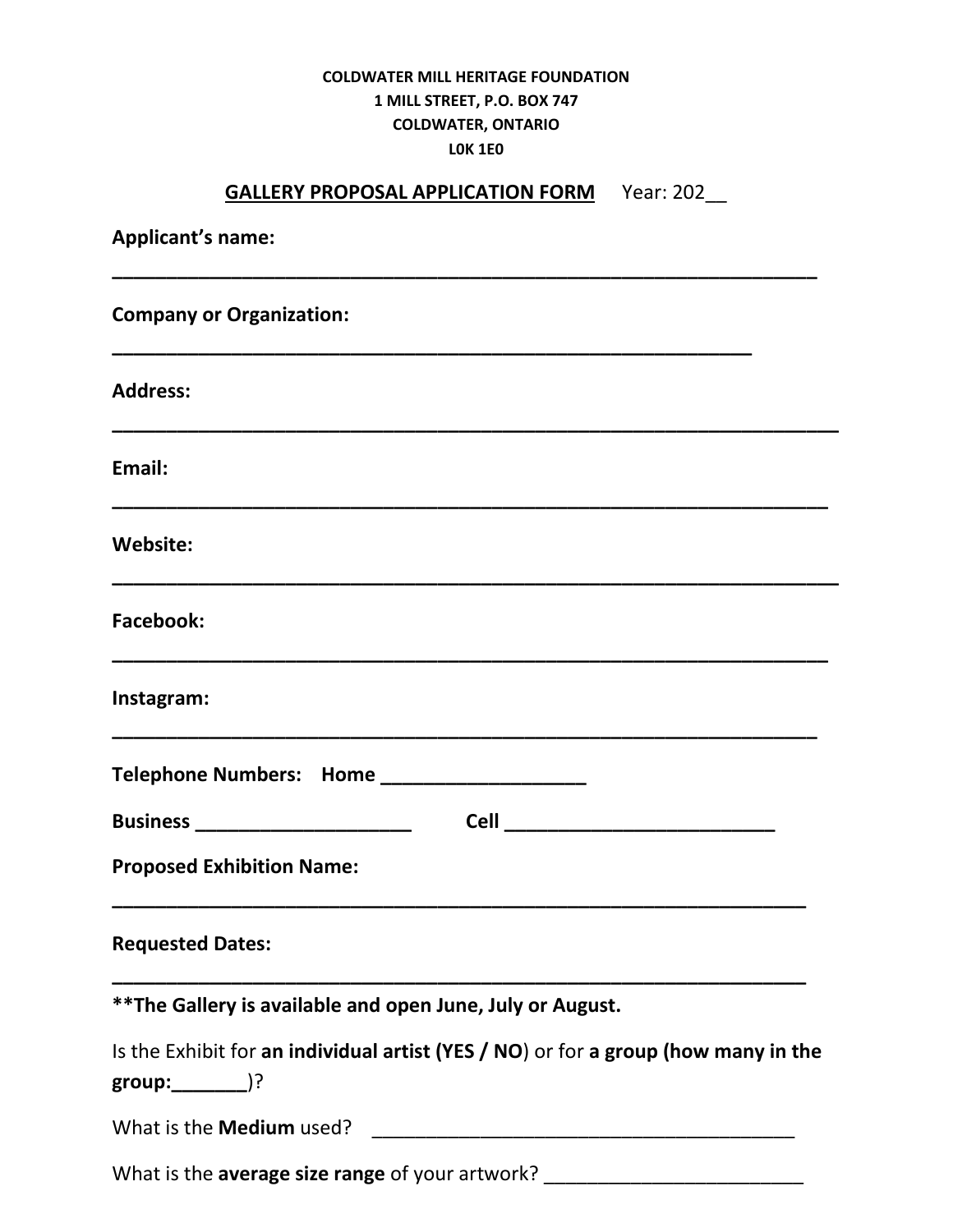**COLDWATER MILL HERITAGE FOUNDATION**
**1 MILL STREET, P.O. BOX 747**
**COLDWATER, ONTARIO**
**L0K 1E0**

**GALLERY PROPOSAL APPLICATION FORM** Year: 202__

**Applicant's name:**

______________________________________________________________________

**Company or Organization:**

_______________________________________________________________

**Address:**

_______________________________________________________________________

**Email:**

______________________________________________________________________

**Website:**

_______________________________________________________________________

**Facebook:**

______________________________________________________________________

**Instagram:**

______________________________________________________________________

**Telephone Numbers: Home** ____________________

**Business** _____________________ **Cell** __________________________

**Proposed Exhibition Name:**

_____________________________________________________________________

**Requested Dates:**

_____________________________________________________________________

**\*\*The Gallery is available and open June, July or August.**

Is the Exhibit for **an individual artist (YES / NO**) or for **a group (how many in the group:_______**)?

What is the **Medium** used? ________________________________________

What is the **average size range** of your artwork? _________________________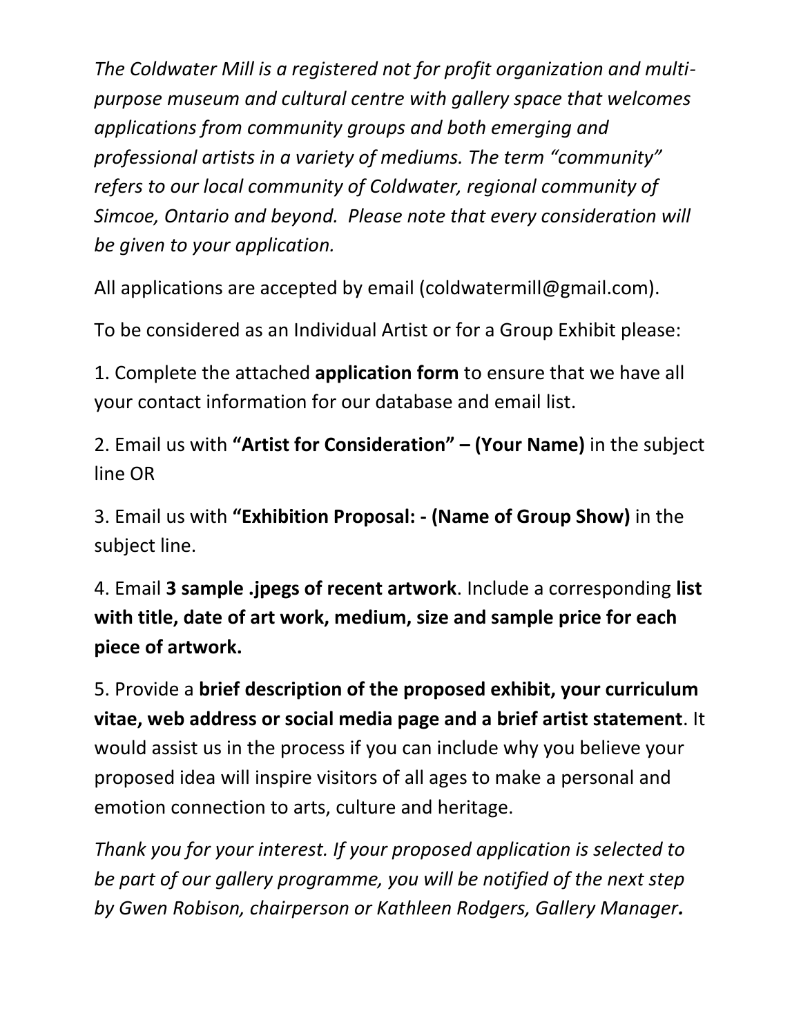*The Coldwater Mill is a registered not for profit organization and multi-purpose museum and cultural centre with gallery space that welcomes applications from community groups and both emerging and professional artists in a variety of mediums. The term "community" refers to our local community of Coldwater, regional community of Simcoe, Ontario and beyond. Please note that every consideration will be given to your application.*

All applications are accepted by email (coldwatermill@gmail.com).

To be considered as an Individual Artist or for a Group Exhibit please:

1. Complete the attached **application form** to ensure that we have all your contact information for our database and email list.

2. Email us with **"Artist for Consideration" – (Your Name)** in the subject line OR

3. Email us with **"Exhibition Proposal: - (Name of Group Show)** in the subject line.

4. Email **3 sample .jpegs of recent artwork**. Include a corresponding **list with title, date of art work, medium, size and sample price for each piece of artwork.**

5. Provide a **brief description of the proposed exhibit, your curriculum vitae, web address or social media page and a brief artist statement**. It would assist us in the process if you can include why you believe your proposed idea will inspire visitors of all ages to make a personal and emotion connection to arts, culture and heritage.

*Thank you for your interest. If your proposed application is selected to be part of our gallery programme, you will be notified of the next step by Gwen Robison, chairperson or Kathleen Rodgers, Gallery Manager**.***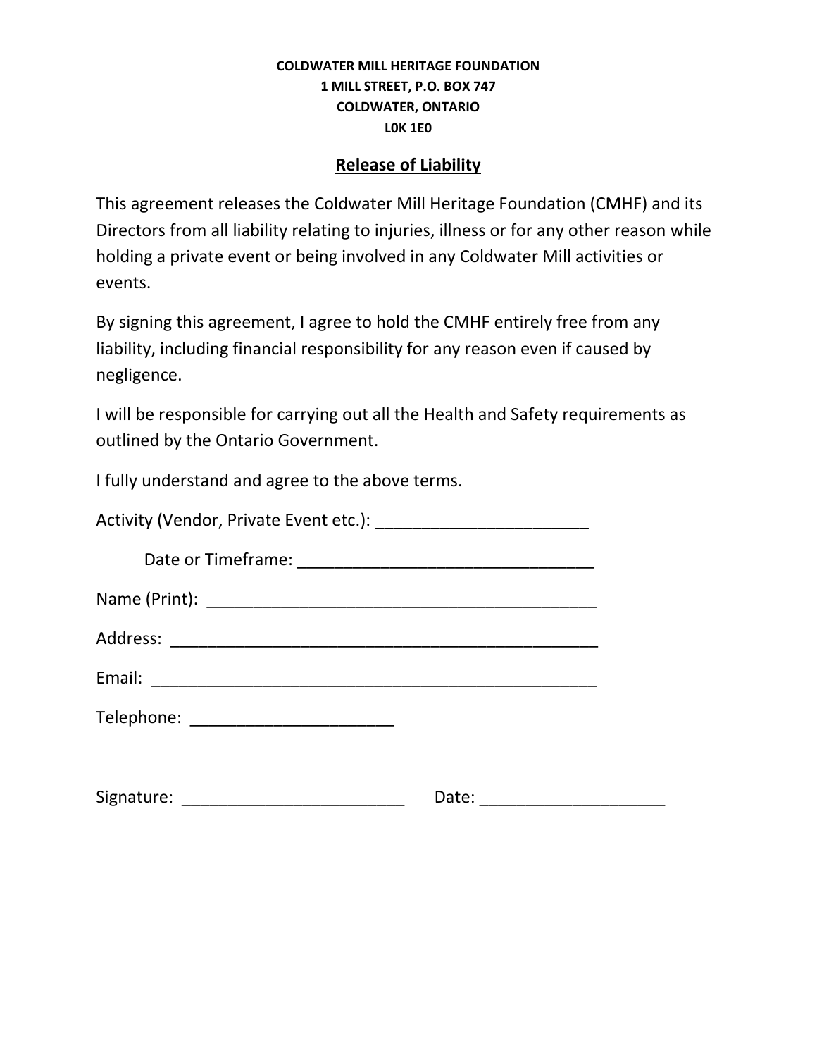**COLDWATER MILL HERITAGE FOUNDATION**
**1 MILL STREET, P.O. BOX 747**
**COLDWATER, ONTARIO**
**L0K 1E0**

## Release of Liability

This agreement releases the Coldwater Mill Heritage Foundation (CMHF) and its Directors from all liability relating to injuries, illness or for any other reason while holding a private event or being involved in any Coldwater Mill activities or events.

By signing this agreement, I agree to hold the CMHF entirely free from any liability, including financial responsibility for any reason even if caused by negligence.

I will be responsible for carrying out all the Health and Safety requirements as outlined by the Ontario Government.

I fully understand and agree to the above terms.

Activity (Vendor, Private Event etc.): _______________________

Date or Timeframe: ________________________________

Name (Print): __________________________________________

Address: ________________________________________________

Email: __________________________________________________

Telephone: ______________________

Signature: ________________________ Date: ___________________